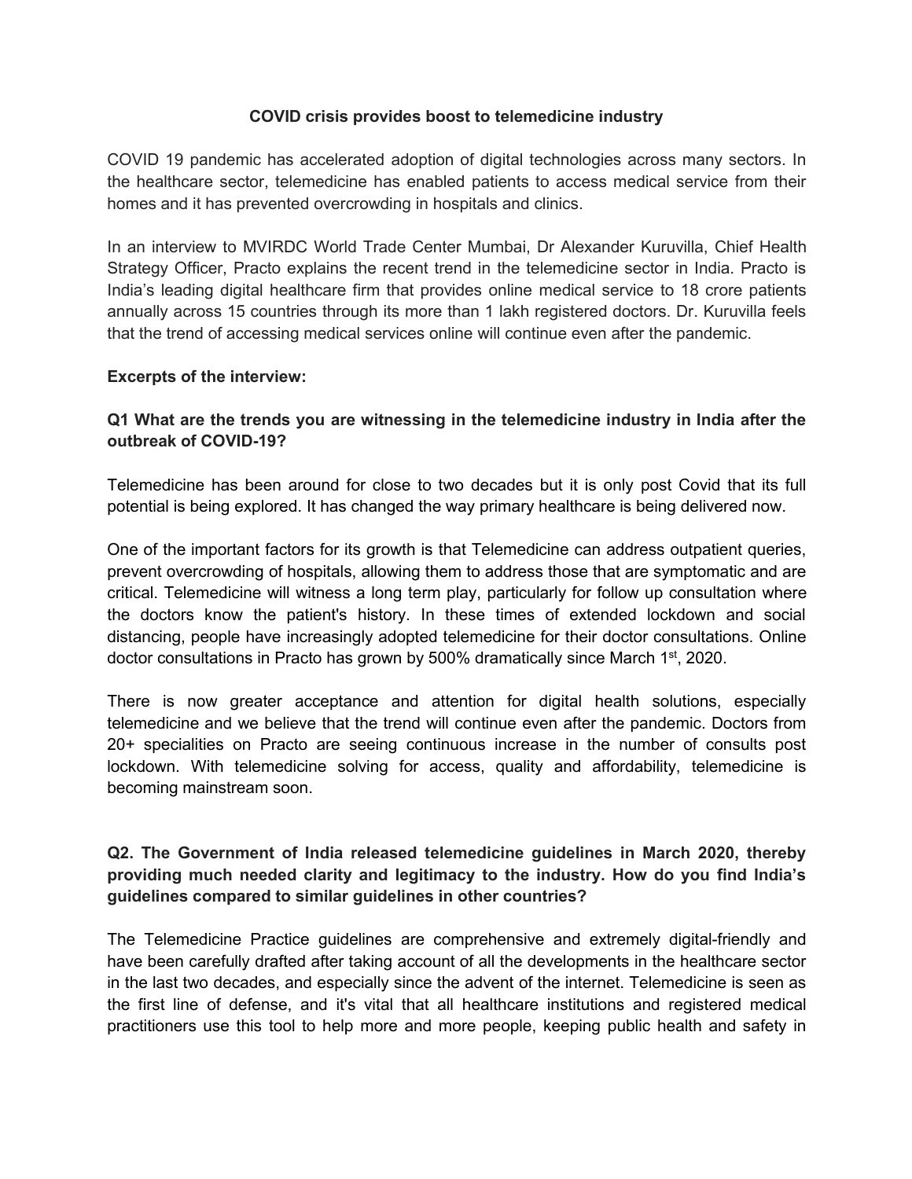# COVID crisis provides boost to telemedicine industry

COVID 19 pandemic has accelerated adoption of digital technologies across many sectors. In the healthcare sector, telemedicine has enabled patients to access medical service from their homes and it has prevented overcrowding in hospitals and clinics.

In an interview to MVIRDC World Trade Center Mumbai, Dr Alexander Kuruvilla, Chief Health Strategy Officer, Practo explains the recent trend in the telemedicine sector in India. Practo is India's leading digital healthcare firm that provides online medical service to 18 crore patients annually across 15 countries through its more than 1 lakh registered doctors. Dr. Kuruvilla feels that the trend of accessing medical services online will continue even after the pandemic.

**Excerpts of the interview:**

**Q1 What are the trends you are witnessing in the telemedicine industry in India after the outbreak of COVID-19?**

Telemedicine has been around for close to two decades but it is only post Covid that its full potential is being explored. It has changed the way primary healthcare is being delivered now.

One of the important factors for its growth is that Telemedicine can address outpatient queries, prevent overcrowding of hospitals, allowing them to address those that are symptomatic and are critical. Telemedicine will witness a long term play, particularly for follow up consultation where the doctors know the patient's history. In these times of extended lockdown and social distancing, people have increasingly adopted telemedicine for their doctor consultations. Online doctor consultations in Practo has grown by 500% dramatically since March 1st, 2020.

There is now greater acceptance and attention for digital health solutions, especially telemedicine and we believe that the trend will continue even after the pandemic. Doctors from 20+ specialities on Practo are seeing continuous increase in the number of consults post lockdown. With telemedicine solving for access, quality and affordability, telemedicine is becoming mainstream soon.

**Q2. The Government of India released telemedicine guidelines in March 2020, thereby providing much needed clarity and legitimacy to the industry. How do you find India's guidelines compared to similar guidelines in other countries?**

The Telemedicine Practice guidelines are comprehensive and extremely digital-friendly and have been carefully drafted after taking account of all the developments in the healthcare sector in the last two decades, and especially since the advent of the internet. Telemedicine is seen as the first line of defense, and it's vital that all healthcare institutions and registered medical practitioners use this tool to help more and more people, keeping public health and safety in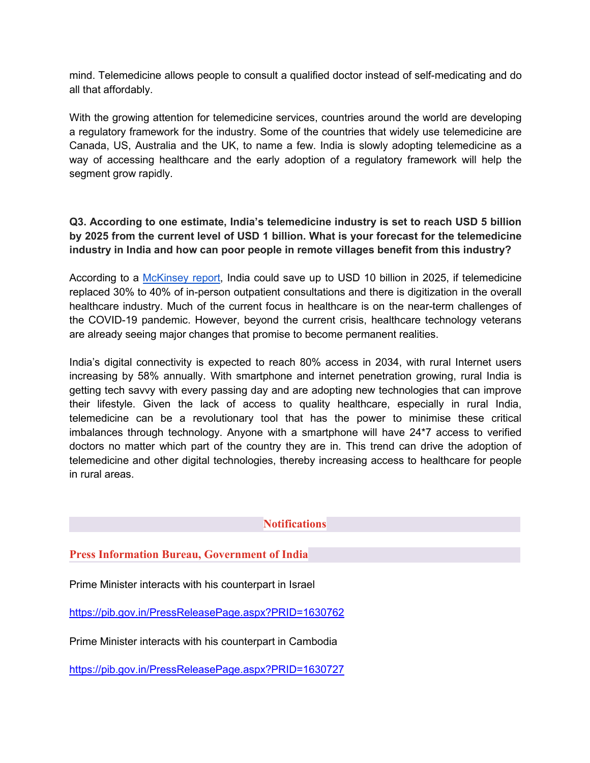mind. Telemedicine allows people to consult a qualified doctor instead of self-medicating and do all that affordably.

With the growing attention for telemedicine services, countries around the world are developing a regulatory framework for the industry. Some of the countries that widely use telemedicine are Canada, US, Australia and the UK, to name a few. India is slowly adopting telemedicine as a way of accessing healthcare and the early adoption of a regulatory framework will help the segment grow rapidly.

**Q3. According to one estimate, India's telemedicine industry is set to reach USD 5 billion by 2025 from the current level of USD 1 billion. What is your forecast for the telemedicine industry in India and how can poor people in remote villages benefit from this industry?**

According to a McKinsey report, India could save up to USD 10 billion in 2025, if telemedicine replaced 30% to 40% of in-person outpatient consultations and there is digitization in the overall healthcare industry. Much of the current focus in healthcare is on the near-term challenges of the COVID-19 pandemic. However, beyond the current crisis, healthcare technology veterans are already seeing major changes that promise to become permanent realities.

India's digital connectivity is expected to reach 80% access in 2034, with rural Internet users increasing by 58% annually. With smartphone and internet penetration growing, rural India is getting tech savvy with every passing day and are adopting new technologies that can improve their lifestyle. Given the lack of access to quality healthcare, especially in rural India, telemedicine can be a revolutionary tool that has the power to minimise these critical imbalances through technology. Anyone with a smartphone will have 24*7 access to verified doctors no matter which part of the country they are in. This trend can drive the adoption of telemedicine and other digital technologies, thereby increasing access to healthcare for people in rural areas.

## Notifications

### Press Information Bureau, Government of India

Prime Minister interacts with his counterpart in Israel

https://pib.gov.in/PressReleasePage.aspx?PRID=1630762

Prime Minister interacts with his counterpart in Cambodia

https://pib.gov.in/PressReleasePage.aspx?PRID=1630727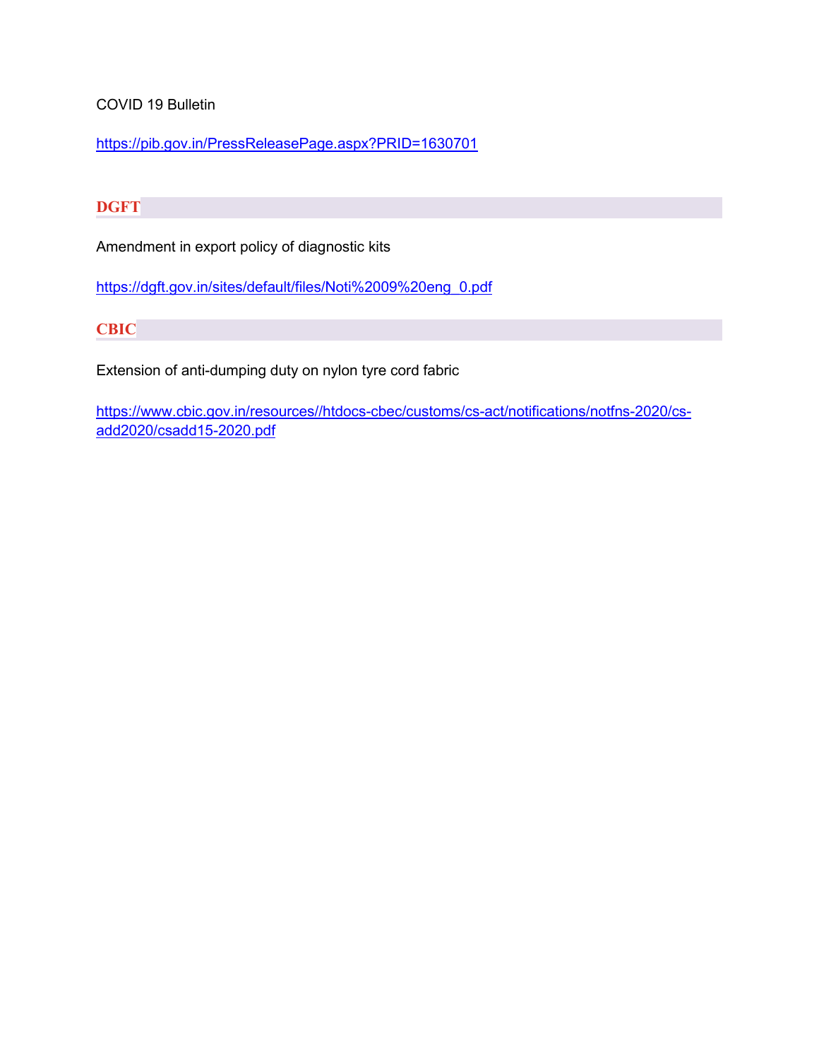COVID 19 Bulletin

https://pib.gov.in/PressReleasePage.aspx?PRID=1630701

## DGFT

Amendment in export policy of diagnostic kits

https://dgft.gov.in/sites/default/files/Noti%2009%20eng_0.pdf

## CBIC

Extension of anti-dumping duty on nylon tyre cord fabric

https://www.cbic.gov.in/resources//htdocs-cbec/customs/cs-act/notifications/notfns-2020/cs-add2020/csadd15-2020.pdf